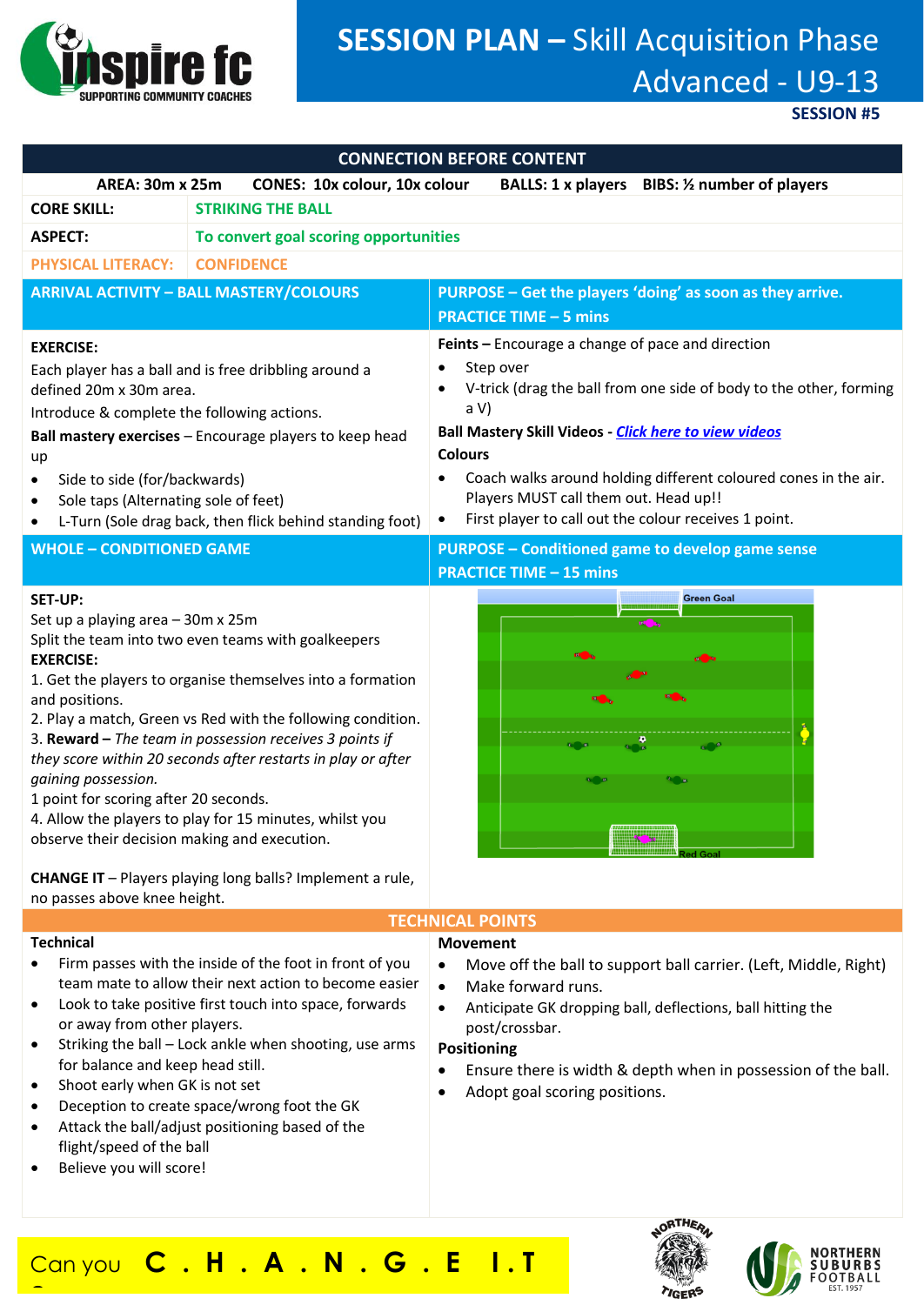# SESSION PLAN – Skill Acquisition Phase Advanced - U9-13

**SESSION #5**

## CONNECTION BEFORE CONTENT

**AREA: 30m x 25m** **CONES: 10x colour, 10x colour** **BALLS: 1 x players** **BIBS: ½ number of players**

| | |
|---|---|
| **CORE SKILL:** | **STRIKING THE BALL** |
| **ASPECT:** | **To convert goal scoring opportunities** |
| **PHYSICAL LITERACY:** | **CONFIDENCE** |

## ARRIVAL ACTIVITY – BALL MASTERY/COLOURS

**PURPOSE – Get the players 'doing' as soon as they arrive.**
**PRACTICE TIME – 5 mins**

**EXERCISE:**

Each player has a ball and is free dribbling around a defined 20m x 30m area.

Introduce & complete the following actions.

**Ball mastery exercises** – Encourage players to keep head up

- Side to side (for/backwards)
- Sole taps (Alternating sole of feet)
- L-Turn (Sole drag back, then flick behind standing foot)

**Feints –** Encourage a change of pace and direction

- Step over
- V-trick (drag the ball from one side of body to the other, forming a V)

**Ball Mastery Skill Videos -** *Click here to view videos*

**Colours**

- Coach walks around holding different coloured cones in the air. Players MUST call them out. Head up!!
- First player to call out the colour receives 1 point.

## WHOLE – CONDITIONED GAME

**PURPOSE – Conditioned game to develop game sense**
**PRACTICE TIME – 15 mins**

**SET-UP:**

Set up a playing area – 30m x 25m

Split the team into two even teams with goalkeepers

**EXERCISE:**

1. Get the players to organise themselves into a formation and positions.
2. Play a match, Green vs Red with the following condition.
3. **Reward –** *The team in possession receives 3 points if they score within 20 seconds after restarts in play or after gaining possession.*
1 point for scoring after 20 seconds.
4. Allow the players to play for 15 minutes, whilst you observe their decision making and execution.

**CHANGE IT** – Players playing long balls? Implement a rule, no passes above knee height.

Green Goal

Red Goal

## TECHNICAL POINTS

**Technical**

- Firm passes with the inside of the foot in front of you team mate to allow their next action to become easier
- Look to take positive first touch into space, forwards or away from other players.
- Striking the ball – Lock ankle when shooting, use arms for balance and keep head still.
- Shoot early when GK is not set
- Deception to create space/wrong foot the GK
- Attack the ball/adjust positioning based of the flight/speed of the ball
- Believe you will score!

**Movement**

- Move off the ball to support ball carrier. (Left, Middle, Right)
- Make forward runs.
- Anticipate GK dropping ball, deflections, ball hitting the post/crossbar.

**Positioning**

- Ensure there is width & depth when in possession of the ball.
- Adopt goal scoring positions.

Can you **C . H . A . N . G . E I . T**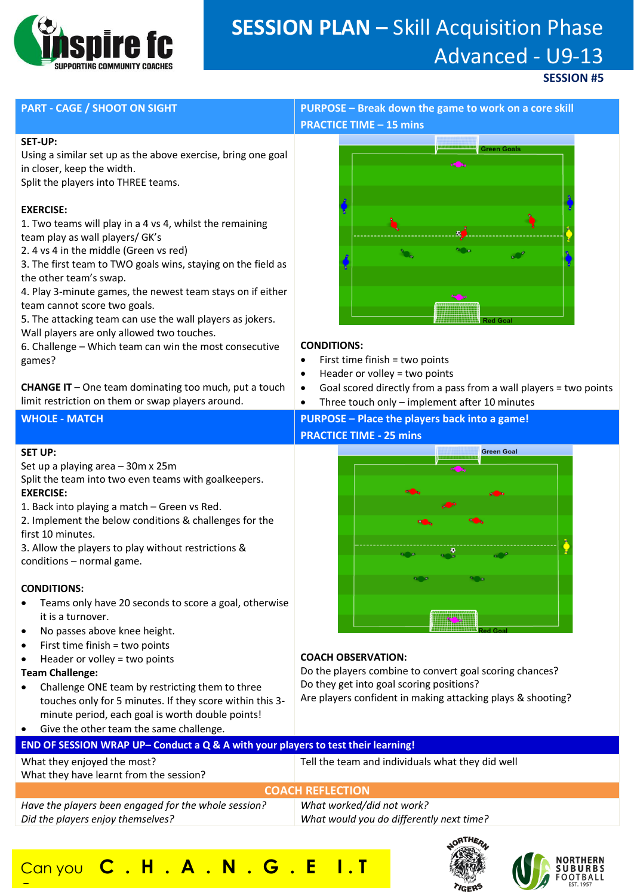# SESSION PLAN – Skill Acquisition Phase Advanced - U9-13

**SESSION #5**

## PART - CAGE / SHOOT ON SIGHT

**PURPOSE – Break down the game to work on a core skill**

**PRACTICE TIME – 15 mins**

**SET-UP:**
Using a similar set up as the above exercise, bring one goal in closer, keep the width.
Split the players into THREE teams.

**EXERCISE:**
1. Two teams will play in a 4 vs 4, whilst the remaining team play as wall players/ GK's
2. 4 vs 4 in the middle (Green vs red)
3. The first team to TWO goals wins, staying on the field as the other team's swap.
4. Play 3-minute games, the newest team stays on if either team cannot score two goals.
5. The attacking team can use the wall players as jokers. Wall players are only allowed two touches.
6. Challenge – Which team can win the most consecutive games?

**CHANGE IT** – One team dominating too much, put a touch limit restriction on them or swap players around.

Green Goals

Red Goal

**CONDITIONS:**
- First time finish = two points
- Header or volley = two points
- Goal scored directly from a pass from a wall players = two points
- Three touch only – implement after 10 minutes

## WHOLE - MATCH

**PURPOSE – Place the players back into a game!**

**PRACTICE TIME - 25 mins**

**SET UP:**
Set up a playing area – 30m x 25m
Split the team into two even teams with goalkeepers.

**EXERCISE:**
1. Back into playing a match – Green vs Red.
2. Implement the below conditions & challenges for the first 10 minutes.
3. Allow the players to play without restrictions & conditions – normal game.

**CONDITIONS:**
- Teams only have 20 seconds to score a goal, otherwise it is a turnover.
- No passes above knee height.
- First time finish = two points
- Header or volley = two points

**Team Challenge:**
- Challenge ONE team by restricting them to three touches only for 5 minutes. If they score within this 3-minute period, each goal is worth double points!
- Give the other team the same challenge.

Green Goal

Red Goal

**COACH OBSERVATION:**
Do the players combine to convert goal scoring chances?
Do they get into goal scoring positions?
Are players confident in making attacking plays & shooting?

## END OF SESSION WRAP UP– Conduct a Q & A with your players to test their learning!

What they enjoyed the most?
What they have learnt from the session?

Tell the team and individuals what they did well

## COACH REFLECTION

*Have the players been engaged for the whole session?*
*Did the players enjoy themselves?*

*What worked/did not work?*
*What would you do differently next time?*

Can you **C . H . A . N . G . E I . T**